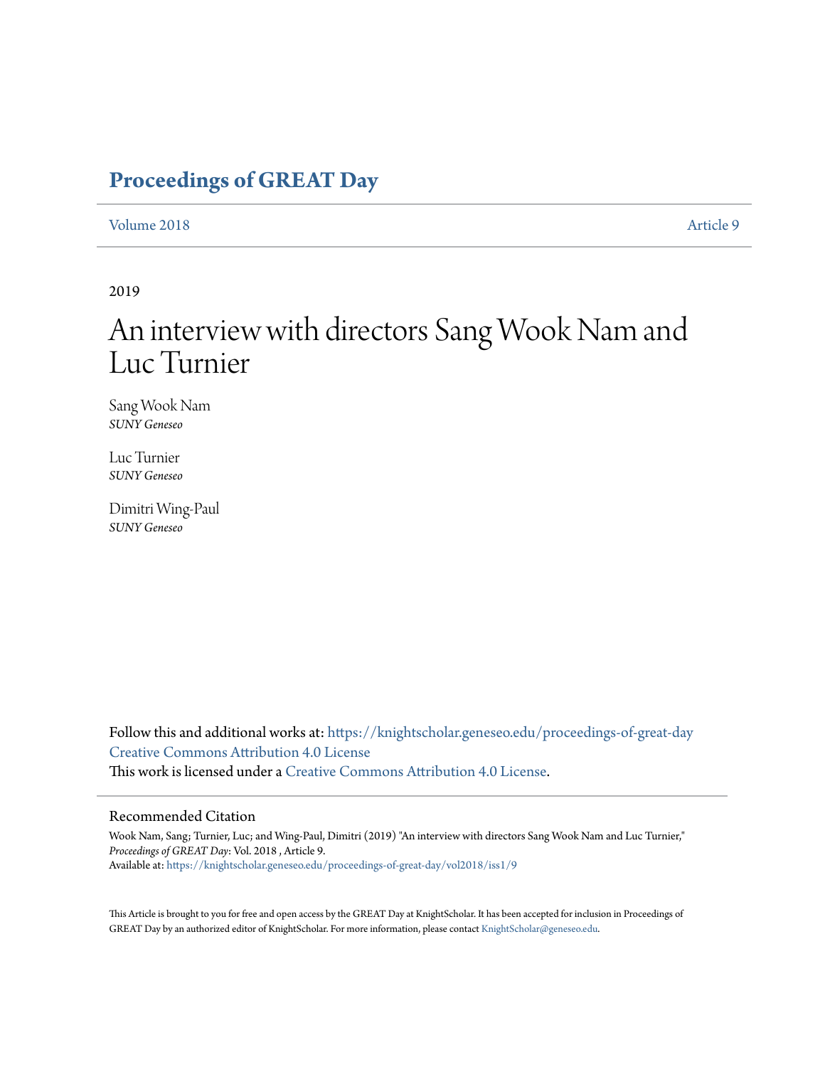# Proceedings of GREAT Day

Volume 2018 Article 9

2019

# An interview with directors Sang Wook Nam and Luc Turnier

Sang Wook Nam
*SUNY Geneseo*

Luc Turnier
*SUNY Geneseo*

Dimitri Wing-Paul
*SUNY Geneseo*

Follow this and additional works at: https://knightscholar.geneseo.edu/proceedings-of-great-day
Creative Commons Attribution 4.0 License
This work is licensed under a Creative Commons Attribution 4.0 License.

## Recommended Citation

Wook Nam, Sang; Turnier, Luc; and Wing-Paul, Dimitri (2019) "An interview with directors Sang Wook Nam and Luc Turnier," *Proceedings of GREAT Day*: Vol. 2018 , Article 9.
Available at: https://knightscholar.geneseo.edu/proceedings-of-great-day/vol2018/iss1/9

This Article is brought to you for free and open access by the GREAT Day at KnightScholar. It has been accepted for inclusion in Proceedings of GREAT Day by an authorized editor of KnightScholar. For more information, please contact KnightScholar@geneseo.edu.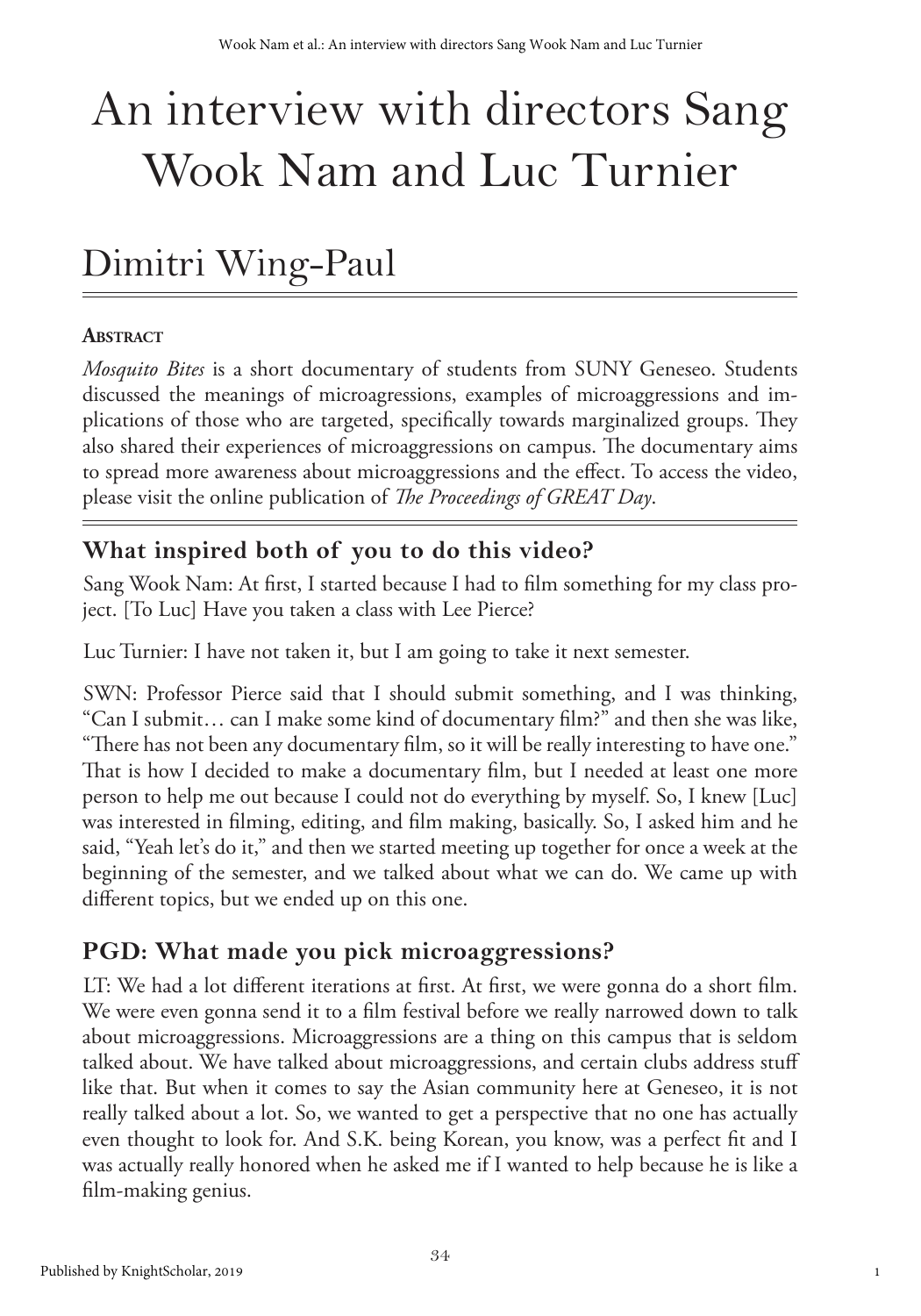# An interview with directors Sang Wook Nam and Luc Turnier

# Dimitri Wing-Paul

**Abstract**

*Mosquito Bites* is a short documentary of students from SUNY Geneseo. Students discussed the meanings of microagressions, examples of microaggressions and implications of those who are targeted, specifically towards marginalized groups. They also shared their experiences of microaggressions on campus. The documentary aims to spread more awareness about microaggressions and the effect. To access the video, please visit the online publication of *The Proceedings of GREAT Day*.

## What inspired both of you to do this video?

Sang Wook Nam: At first, I started because I had to film something for my class project. [To Luc] Have you taken a class with Lee Pierce?

Luc Turnier: I have not taken it, but I am going to take it next semester.

SWN: Professor Pierce said that I should submit something, and I was thinking, "Can I submit… can I make some kind of documentary film?" and then she was like, "There has not been any documentary film, so it will be really interesting to have one." That is how I decided to make a documentary film, but I needed at least one more person to help me out because I could not do everything by myself. So, I knew [Luc] was interested in filming, editing, and film making, basically. So, I asked him and he said, "Yeah let's do it," and then we started meeting up together for once a week at the beginning of the semester, and we talked about what we can do. We came up with different topics, but we ended up on this one.

## PGD: What made you pick microaggressions?

LT: We had a lot different iterations at first. At first, we were gonna do a short film. We were even gonna send it to a film festival before we really narrowed down to talk about microaggressions. Microaggressions are a thing on this campus that is seldom talked about. We have talked about microaggressions, and certain clubs address stuff like that. But when it comes to say the Asian community here at Geneseo, it is not really talked about a lot. So, we wanted to get a perspective that no one has actually even thought to look for. And S.K. being Korean, you know, was a perfect fit and I was actually really honored when he asked me if I wanted to help because he is like a film-making genius.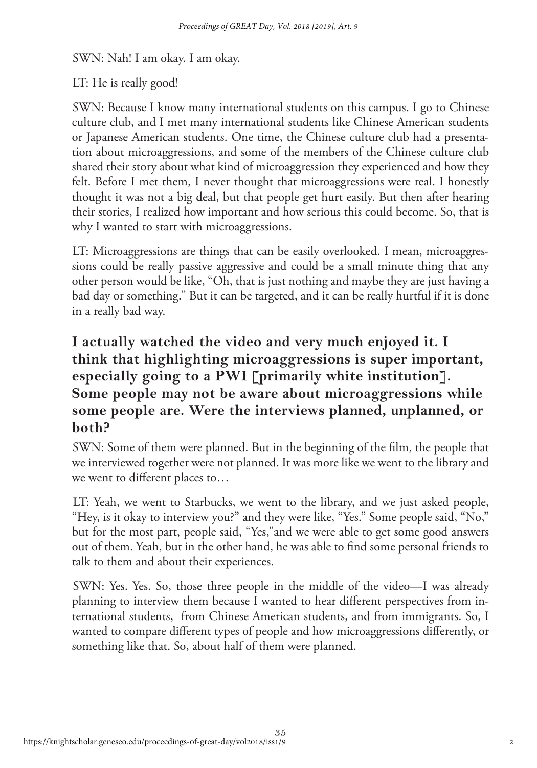SWN: Nah! I am okay. I am okay.

LT: He is really good!

SWN: Because I know many international students on this campus. I go to Chinese culture club, and I met many international students like Chinese American students or Japanese American students. One time, the Chinese culture club had a presentation about microaggressions, and some of the members of the Chinese culture club shared their story about what kind of microaggression they experienced and how they felt. Before I met them, I never thought that microaggressions were real. I honestly thought it was not a big deal, but that people get hurt easily. But then after hearing their stories, I realized how important and how serious this could become. So, that is why I wanted to start with microaggressions.

LT: Microaggressions are things that can be easily overlooked. I mean, microaggressions could be really passive aggressive and could be a small minute thing that any other person would be like, "Oh, that is just nothing and maybe they are just having a bad day or something." But it can be targeted, and it can be really hurtful if it is done in a really bad way.

### I actually watched the video and very much enjoyed it. I think that highlighting microaggressions is super important, especially going to a PWI [primarily white institution]. Some people may not be aware about microaggressions while some people are. Were the interviews planned, unplanned, or both?

SWN: Some of them were planned. But in the beginning of the film, the people that we interviewed together were not planned. It was more like we went to the library and we went to different places to…

LT: Yeah, we went to Starbucks, we went to the library, and we just asked people, "Hey, is it okay to interview you?" and they were like, "Yes." Some people said, "No," but for the most part, people said, "Yes,"and we were able to get some good answers out of them. Yeah, but in the other hand, he was able to find some personal friends to talk to them and about their experiences.

SWN: Yes. Yes. So, those three people in the middle of the video—I was already planning to interview them because I wanted to hear different perspectives from international students, from Chinese American students, and from immigrants. So, I wanted to compare different types of people and how microaggressions differently, or something like that. So, about half of them were planned.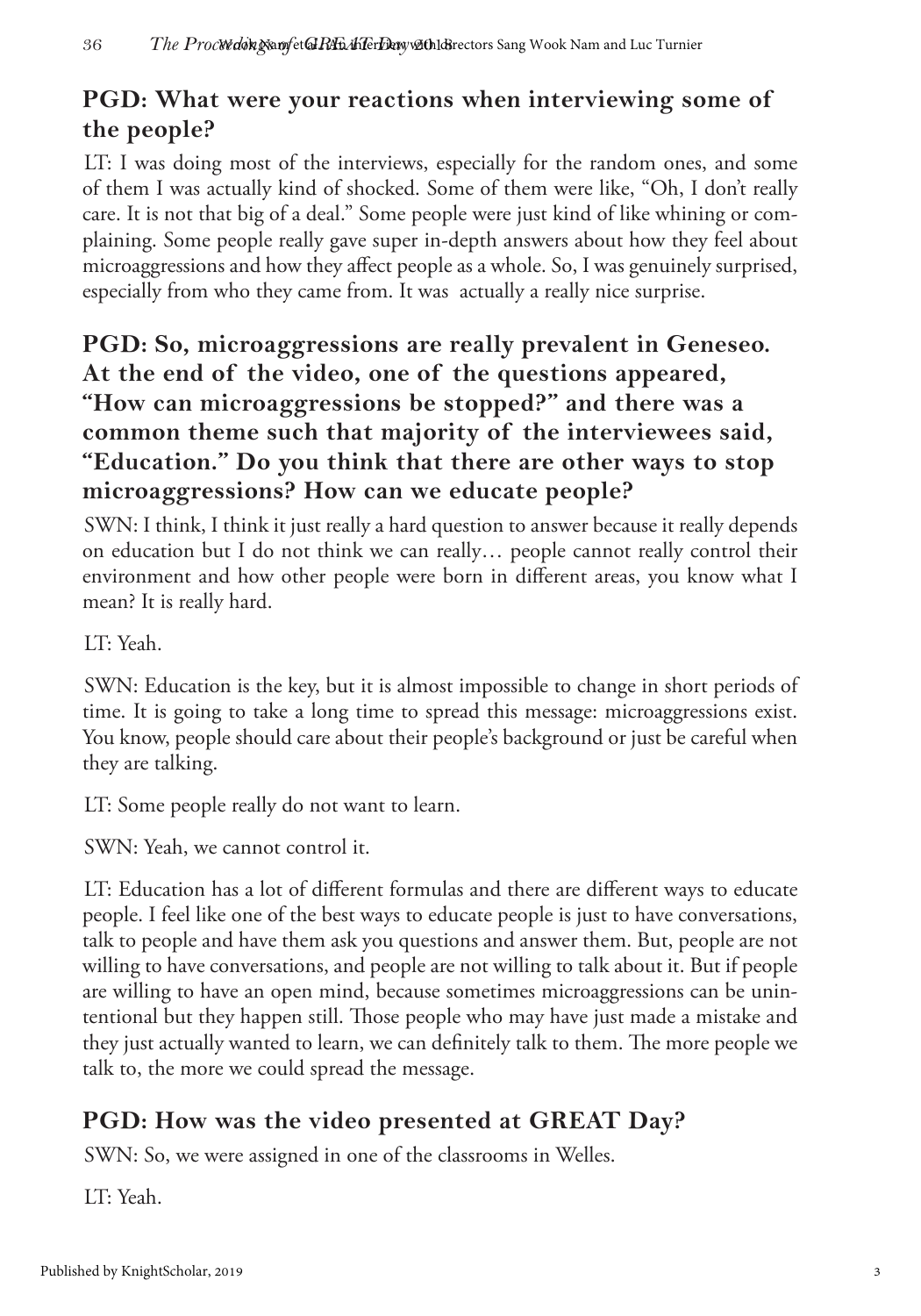## PGD: What were your reactions when interviewing some of the people?

LT: I was doing most of the interviews, especially for the random ones, and some of them I was actually kind of shocked. Some of them were like, "Oh, I don't really care. It is not that big of a deal." Some people were just kind of like whining or complaining. Some people really gave super in-depth answers about how they feel about microaggressions and how they affect people as a whole. So, I was genuinely surprised, especially from who they came from. It was actually a really nice surprise.

## PGD: So, microaggressions are really prevalent in Geneseo. At the end of the video, one of the questions appeared, "How can microaggressions be stopped?" and there was a common theme such that majority of the interviewees said, "Education." Do you think that there are other ways to stop microaggressions? How can we educate people?

SWN: I think, I think it just really a hard question to answer because it really depends on education but I do not think we can really… people cannot really control their environment and how other people were born in different areas, you know what I mean? It is really hard.

LT: Yeah.

SWN: Education is the key, but it is almost impossible to change in short periods of time. It is going to take a long time to spread this message: microaggressions exist. You know, people should care about their people's background or just be careful when they are talking.

LT: Some people really do not want to learn.

SWN: Yeah, we cannot control it.

LT: Education has a lot of different formulas and there are different ways to educate people. I feel like one of the best ways to educate people is just to have conversations, talk to people and have them ask you questions and answer them. But, people are not willing to have conversations, and people are not willing to talk about it. But if people are willing to have an open mind, because sometimes microaggressions can be unintentional but they happen still. Those people who may have just made a mistake and they just actually wanted to learn, we can definitely talk to them. The more people we talk to, the more we could spread the message.

## PGD: How was the video presented at GREAT Day?

SWN: So, we were assigned in one of the classrooms in Welles.

LT: Yeah.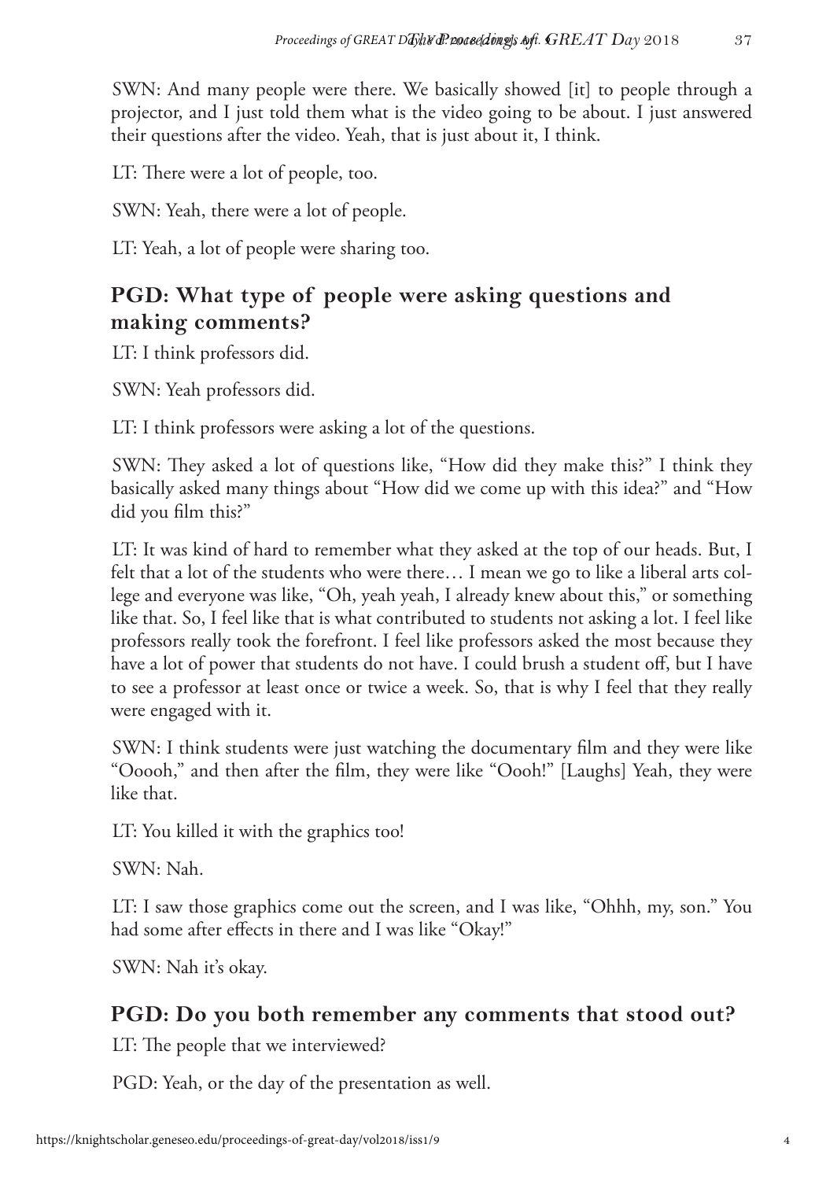SWN: And many people were there. We basically showed [it] to people through a projector, and I just told them what is the video going to be about. I just answered their questions after the video. Yeah, that is just about it, I think.

LT: There were a lot of people, too.

SWN: Yeah, there were a lot of people.

LT: Yeah, a lot of people were sharing too.

## PGD: What type of people were asking questions and making comments?

LT: I think professors did.

SWN: Yeah professors did.

LT: I think professors were asking a lot of the questions.

SWN: They asked a lot of questions like, "How did they make this?" I think they basically asked many things about "How did we come up with this idea?" and "How did you film this?"

LT: It was kind of hard to remember what they asked at the top of our heads. But, I felt that a lot of the students who were there… I mean we go to like a liberal arts college and everyone was like, "Oh, yeah yeah, I already knew about this," or something like that. So, I feel like that is what contributed to students not asking a lot. I feel like professors really took the forefront. I feel like professors asked the most because they have a lot of power that students do not have. I could brush a student off, but I have to see a professor at least once or twice a week. So, that is why I feel that they really were engaged with it.

SWN: I think students were just watching the documentary film and they were like "Ooooh," and then after the film, they were like "Oooh!" [Laughs] Yeah, they were like that.

LT: You killed it with the graphics too!

SWN: Nah.

LT: I saw those graphics come out the screen, and I was like, "Ohhh, my, son." You had some after effects in there and I was like "Okay!"

SWN: Nah it's okay.

## PGD: Do you both remember any comments that stood out?

LT: The people that we interviewed?

PGD: Yeah, or the day of the presentation as well.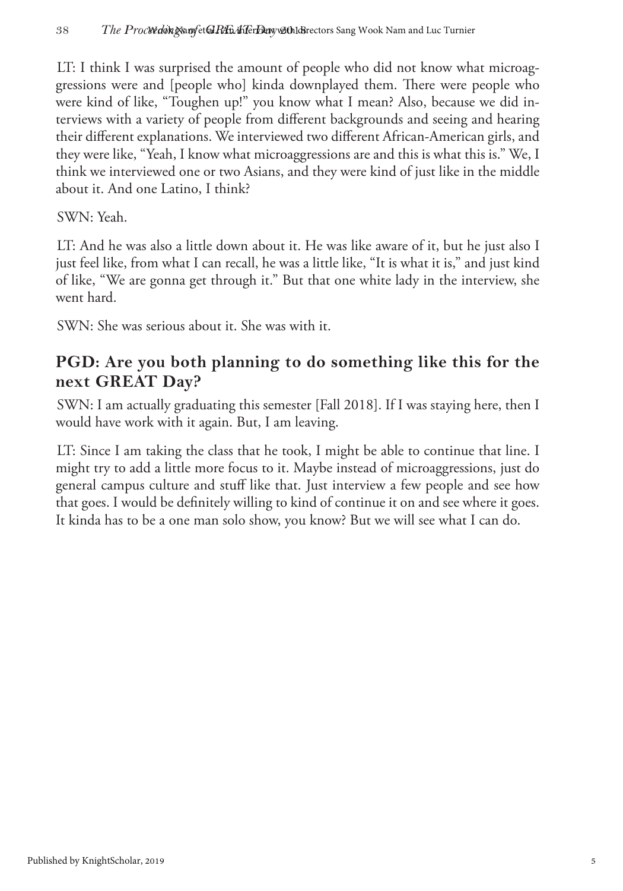LT: I think I was surprised the amount of people who did not know what microaggressions were and [people who] kinda downplayed them. There were people who were kind of like, "Toughen up!" you know what I mean? Also, because we did interviews with a variety of people from different backgrounds and seeing and hearing their different explanations. We interviewed two different African-American girls, and they were like, "Yeah, I know what microaggressions are and this is what this is." We, I think we interviewed one or two Asians, and they were kind of just like in the middle about it. And one Latino, I think?

SWN: Yeah.

LT: And he was also a little down about it. He was like aware of it, but he just also I just feel like, from what I can recall, he was a little like, "It is what it is," and just kind of like, "We are gonna get through it." But that one white lady in the interview, she went hard.

SWN: She was serious about it. She was with it.

## PGD: Are you both planning to do something like this for the next GREAT Day?

SWN: I am actually graduating this semester [Fall 2018]. If I was staying here, then I would have work with it again. But, I am leaving.

LT: Since I am taking the class that he took, I might be able to continue that line. I might try to add a little more focus to it. Maybe instead of microaggressions, just do general campus culture and stuff like that. Just interview a few people and see how that goes. I would be definitely willing to kind of continue it on and see where it goes. It kinda has to be a one man solo show, you know? But we will see what I can do.